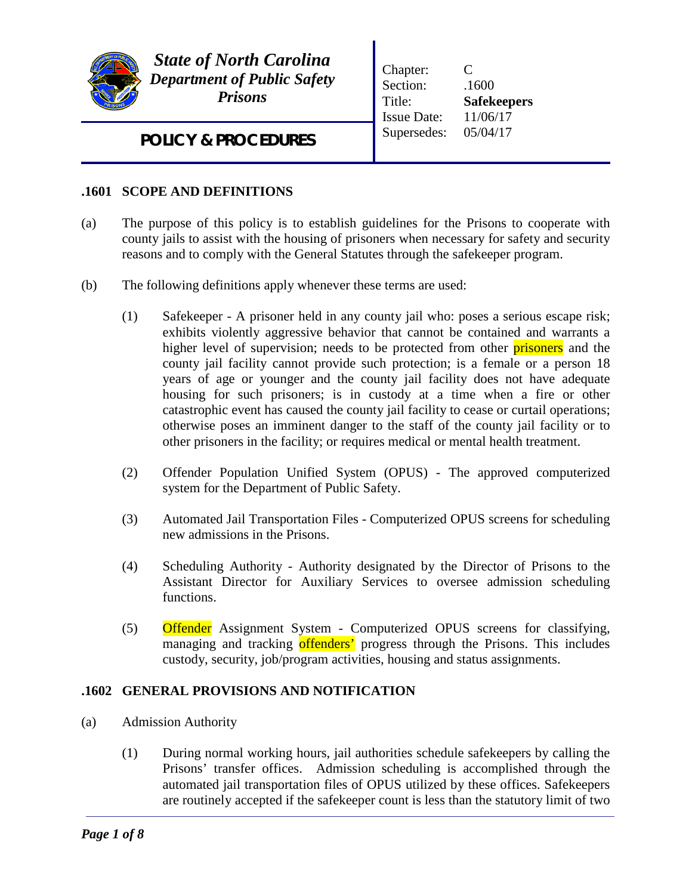**State of North Carolina**
***Department of Public Safety***
***Prisons***

**POLICY & PROCEDURES**

| | |
|---|---|
| Chapter: | C |
| Section: | .1600 |
| Title: | **Safekeepers** |
| Issue Date: | 11/06/17 |
| Supersedes: | 05/04/17 |

## .1601 SCOPE AND DEFINITIONS

(a) The purpose of this policy is to establish guidelines for the Prisons to cooperate with county jails to assist with the housing of prisoners when necessary for safety and security reasons and to comply with the General Statutes through the safekeeper program.

(b) The following definitions apply whenever these terms are used:

(1) Safekeeper - A prisoner held in any county jail who: poses a serious escape risk; exhibits violently aggressive behavior that cannot be contained and warrants a higher level of supervision; needs to be protected from other prisoners and the county jail facility cannot provide such protection; is a female or a person 18 years of age or younger and the county jail facility does not have adequate housing for such prisoners; is in custody at a time when a fire or other catastrophic event has caused the county jail facility to cease or curtail operations; otherwise poses an imminent danger to the staff of the county jail facility or to other prisoners in the facility; or requires medical or mental health treatment.

(2) Offender Population Unified System (OPUS) - The approved computerized system for the Department of Public Safety.

(3) Automated Jail Transportation Files - Computerized OPUS screens for scheduling new admissions in the Prisons.

(4) Scheduling Authority - Authority designated by the Director of Prisons to the Assistant Director for Auxiliary Services to oversee admission scheduling functions.

(5) Offender Assignment System - Computerized OPUS screens for classifying, managing and tracking offenders' progress through the Prisons. This includes custody, security, job/program activities, housing and status assignments.

## .1602 GENERAL PROVISIONS AND NOTIFICATION

(a) Admission Authority

(1) During normal working hours, jail authorities schedule safekeepers by calling the Prisons' transfer offices. Admission scheduling is accomplished through the automated jail transportation files of OPUS utilized by these offices. Safekeepers are routinely accepted if the safekeeper count is less than the statutory limit of two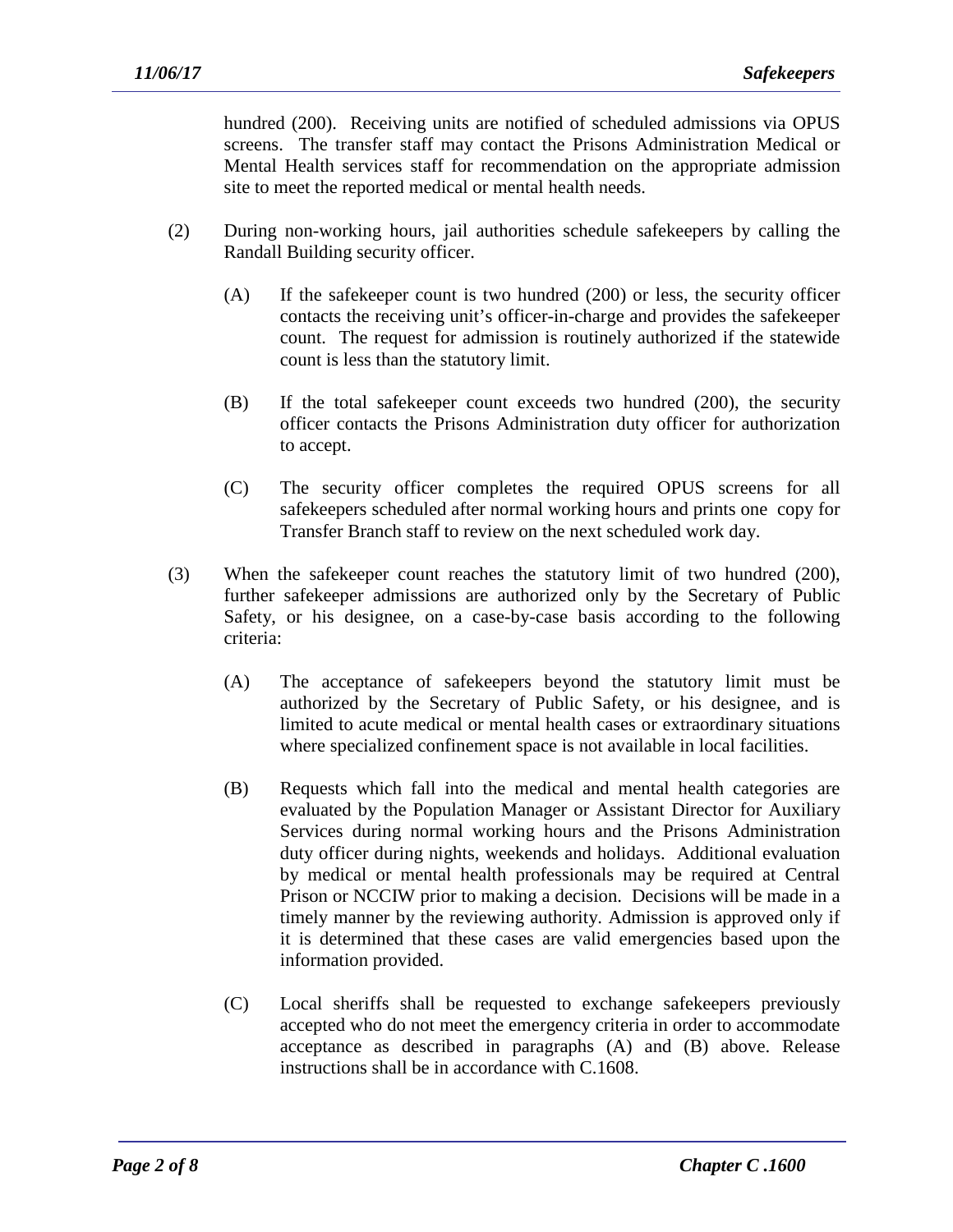hundred (200). Receiving units are notified of scheduled admissions via OPUS screens. The transfer staff may contact the Prisons Administration Medical or Mental Health services staff for recommendation on the appropriate admission site to meet the reported medical or mental health needs.

(2) During non-working hours, jail authorities schedule safekeepers by calling the Randall Building security officer.

 (A) If the safekeeper count is two hundred (200) or less, the security officer contacts the receiving unit's officer-in-charge and provides the safekeeper count. The request for admission is routinely authorized if the statewide count is less than the statutory limit.

 (B) If the total safekeeper count exceeds two hundred (200), the security officer contacts the Prisons Administration duty officer for authorization to accept.

 (C) The security officer completes the required OPUS screens for all safekeepers scheduled after normal working hours and prints one copy for Transfer Branch staff to review on the next scheduled work day.

(3) When the safekeeper count reaches the statutory limit of two hundred (200), further safekeeper admissions are authorized only by the Secretary of Public Safety, or his designee, on a case-by-case basis according to the following criteria:

 (A) The acceptance of safekeepers beyond the statutory limit must be authorized by the Secretary of Public Safety, or his designee, and is limited to acute medical or mental health cases or extraordinary situations where specialized confinement space is not available in local facilities.

 (B) Requests which fall into the medical and mental health categories are evaluated by the Population Manager or Assistant Director for Auxiliary Services during normal working hours and the Prisons Administration duty officer during nights, weekends and holidays. Additional evaluation by medical or mental health professionals may be required at Central Prison or NCCIW prior to making a decision. Decisions will be made in a timely manner by the reviewing authority. Admission is approved only if it is determined that these cases are valid emergencies based upon the information provided.

 (C) Local sheriffs shall be requested to exchange safekeepers previously accepted who do not meet the emergency criteria in order to accommodate acceptance as described in paragraphs (A) and (B) above. Release instructions shall be in accordance with C.1608.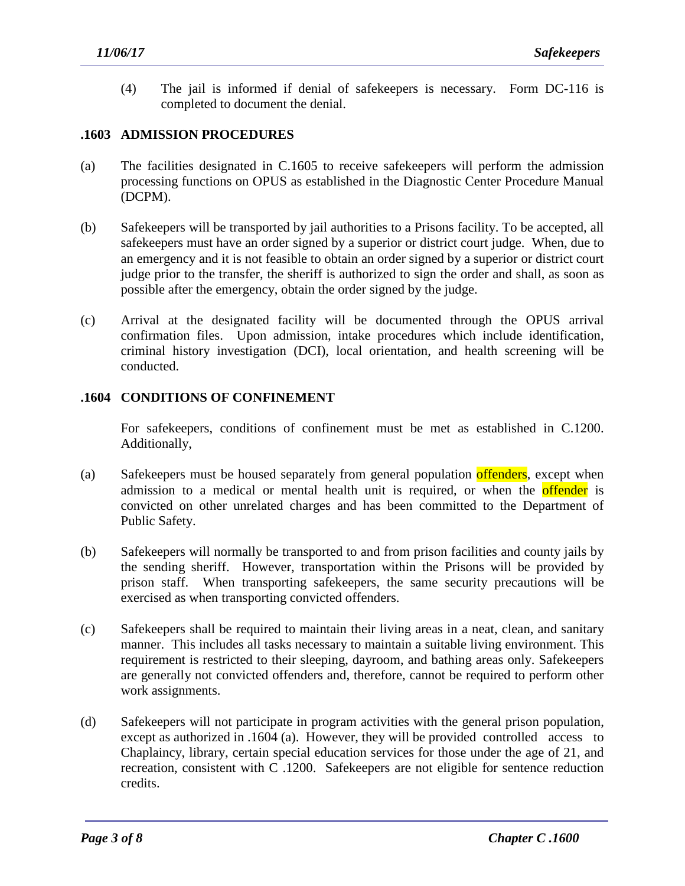(4) The jail is informed if denial of safekeepers is necessary. Form DC-116 is completed to document the denial.

## .1603 ADMISSION PROCEDURES

(a) The facilities designated in C.1605 to receive safekeepers will perform the admission processing functions on OPUS as established in the Diagnostic Center Procedure Manual (DCPM).

(b) Safekeepers will be transported by jail authorities to a Prisons facility. To be accepted, all safekeepers must have an order signed by a superior or district court judge. When, due to an emergency and it is not feasible to obtain an order signed by a superior or district court judge prior to the transfer, the sheriff is authorized to sign the order and shall, as soon as possible after the emergency, obtain the order signed by the judge.

(c) Arrival at the designated facility will be documented through the OPUS arrival confirmation files. Upon admission, intake procedures which include identification, criminal history investigation (DCI), local orientation, and health screening will be conducted.

## .1604 CONDITIONS OF CONFINEMENT

For safekeepers, conditions of confinement must be met as established in C.1200. Additionally,

(a) Safekeepers must be housed separately from general population offenders, except when admission to a medical or mental health unit is required, or when the offender is convicted on other unrelated charges and has been committed to the Department of Public Safety.

(b) Safekeepers will normally be transported to and from prison facilities and county jails by the sending sheriff. However, transportation within the Prisons will be provided by prison staff. When transporting safekeepers, the same security precautions will be exercised as when transporting convicted offenders.

(c) Safekeepers shall be required to maintain their living areas in a neat, clean, and sanitary manner. This includes all tasks necessary to maintain a suitable living environment. This requirement is restricted to their sleeping, dayroom, and bathing areas only. Safekeepers are generally not convicted offenders and, therefore, cannot be required to perform other work assignments.

(d) Safekeepers will not participate in program activities with the general prison population, except as authorized in .1604 (a). However, they will be provided controlled access to Chaplaincy, library, certain special education services for those under the age of 21, and recreation, consistent with C .1200. Safekeepers are not eligible for sentence reduction credits.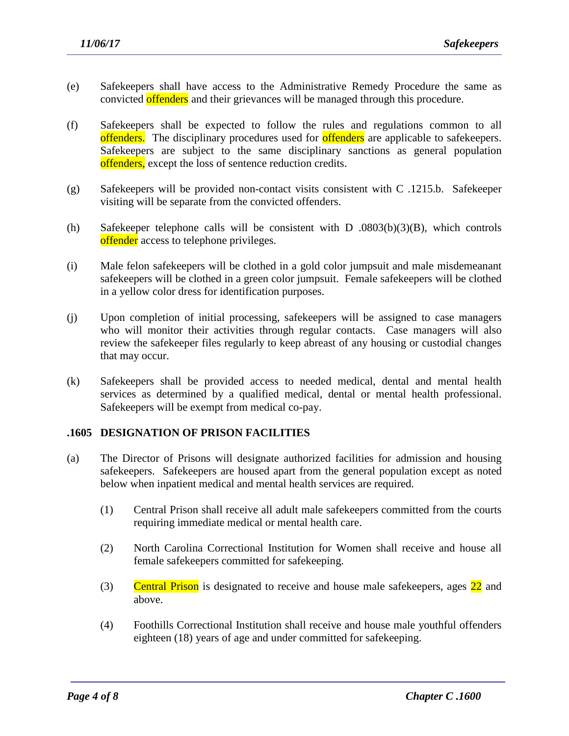(e) Safekeepers shall have access to the Administrative Remedy Procedure the same as convicted offenders and their grievances will be managed through this procedure.

(f) Safekeepers shall be expected to follow the rules and regulations common to all offenders. The disciplinary procedures used for offenders are applicable to safekeepers. Safekeepers are subject to the same disciplinary sanctions as general population offenders, except the loss of sentence reduction credits.

(g) Safekeepers will be provided non-contact visits consistent with C .1215.b. Safekeeper visiting will be separate from the convicted offenders.

(h) Safekeeper telephone calls will be consistent with D .0803(b)(3)(B), which controls offender access to telephone privileges.

(i) Male felon safekeepers will be clothed in a gold color jumpsuit and male misdemeanant safekeepers will be clothed in a green color jumpsuit. Female safekeepers will be clothed in a yellow color dress for identification purposes.

(j) Upon completion of initial processing, safekeepers will be assigned to case managers who will monitor their activities through regular contacts. Case managers will also review the safekeeper files regularly to keep abreast of any housing or custodial changes that may occur.

(k) Safekeepers shall be provided access to needed medical, dental and mental health services as determined by a qualified medical, dental or mental health professional. Safekeepers will be exempt from medical co-pay.

### .1605 DESIGNATION OF PRISON FACILITIES

(a) The Director of Prisons will designate authorized facilities for admission and housing safekeepers. Safekeepers are housed apart from the general population except as noted below when inpatient medical and mental health services are required.

  (1) Central Prison shall receive all adult male safekeepers committed from the courts requiring immediate medical or mental health care.

  (2) North Carolina Correctional Institution for Women shall receive and house all female safekeepers committed for safekeeping.

  (3) Central Prison is designated to receive and house male safekeepers, ages 22 and above.

  (4) Foothills Correctional Institution shall receive and house male youthful offenders eighteen (18) years of age and under committed for safekeeping.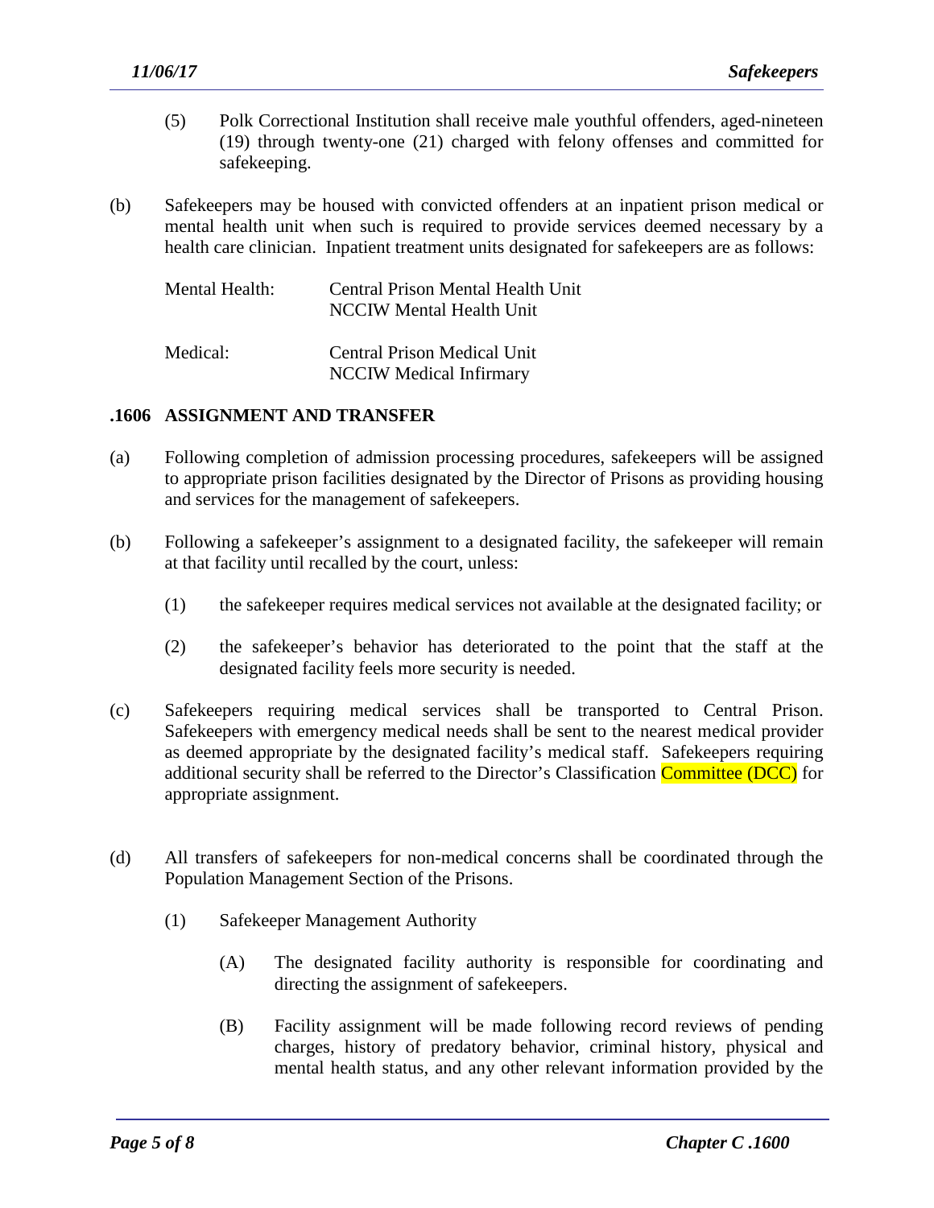(5) Polk Correctional Institution shall receive male youthful offenders, aged-nineteen (19) through twenty-one (21) charged with felony offenses and committed for safekeeping.

(b) Safekeepers may be housed with convicted offenders at an inpatient prison medical or mental health unit when such is required to provide services deemed necessary by a health care clinician. Inpatient treatment units designated for safekeepers are as follows:

| | |
|---|---|
| Mental Health: | Central Prison Mental Health Unit<br>NCCIW Mental Health Unit |
| Medical: | Central Prison Medical Unit<br>NCCIW Medical Infirmary |

### .1606 ASSIGNMENT AND TRANSFER

(a) Following completion of admission processing procedures, safekeepers will be assigned to appropriate prison facilities designated by the Director of Prisons as providing housing and services for the management of safekeepers.

(b) Following a safekeeper's assignment to a designated facility, the safekeeper will remain at that facility until recalled by the court, unless:

(1) the safekeeper requires medical services not available at the designated facility; or

(2) the safekeeper's behavior has deteriorated to the point that the staff at the designated facility feels more security is needed.

(c) Safekeepers requiring medical services shall be transported to Central Prison. Safekeepers with emergency medical needs shall be sent to the nearest medical provider as deemed appropriate by the designated facility's medical staff. Safekeepers requiring additional security shall be referred to the Director's Classification Committee (DCC) for appropriate assignment.

(d) All transfers of safekeepers for non-medical concerns shall be coordinated through the Population Management Section of the Prisons.

(1) Safekeeper Management Authority

(A) The designated facility authority is responsible for coordinating and directing the assignment of safekeepers.

(B) Facility assignment will be made following record reviews of pending charges, history of predatory behavior, criminal history, physical and mental health status, and any other relevant information provided by the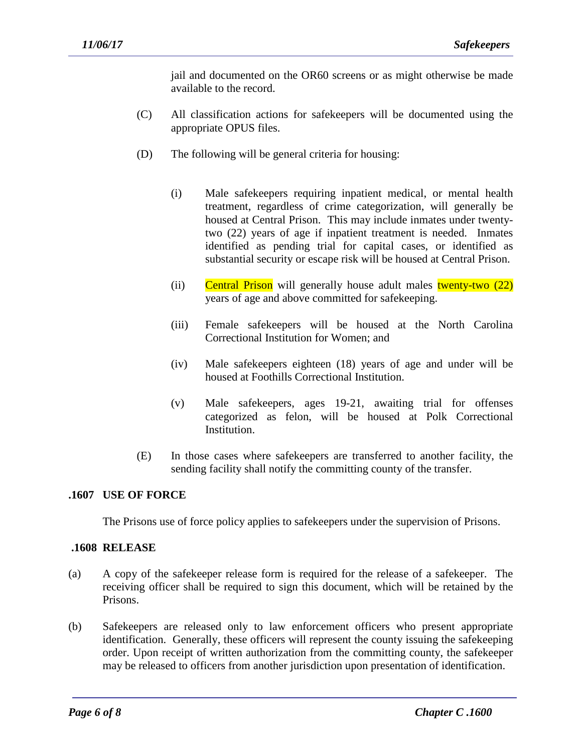jail and documented on the OR60 screens or as might otherwise be made available to the record.

(C) All classification actions for safekeepers will be documented using the appropriate OPUS files.

(D) The following will be general criteria for housing:

(i) Male safekeepers requiring inpatient medical, or mental health treatment, regardless of crime categorization, will generally be housed at Central Prison. This may include inmates under twenty-two (22) years of age if inpatient treatment is needed. Inmates identified as pending trial for capital cases, or identified as substantial security or escape risk will be housed at Central Prison.

(ii) Central Prison will generally house adult males twenty-two (22) years of age and above committed for safekeeping.

(iii) Female safekeepers will be housed at the North Carolina Correctional Institution for Women; and

(iv) Male safekeepers eighteen (18) years of age and under will be housed at Foothills Correctional Institution.

(v) Male safekeepers, ages 19-21, awaiting trial for offenses categorized as felon, will be housed at Polk Correctional Institution.

(E) In those cases where safekeepers are transferred to another facility, the sending facility shall notify the committing county of the transfer.

## .1607 USE OF FORCE

The Prisons use of force policy applies to safekeepers under the supervision of Prisons.

## .1608 RELEASE

(a) A copy of the safekeeper release form is required for the release of a safekeeper. The receiving officer shall be required to sign this document, which will be retained by the Prisons.

(b) Safekeepers are released only to law enforcement officers who present appropriate identification. Generally, these officers will represent the county issuing the safekeeping order. Upon receipt of written authorization from the committing county, the safekeeper may be released to officers from another jurisdiction upon presentation of identification.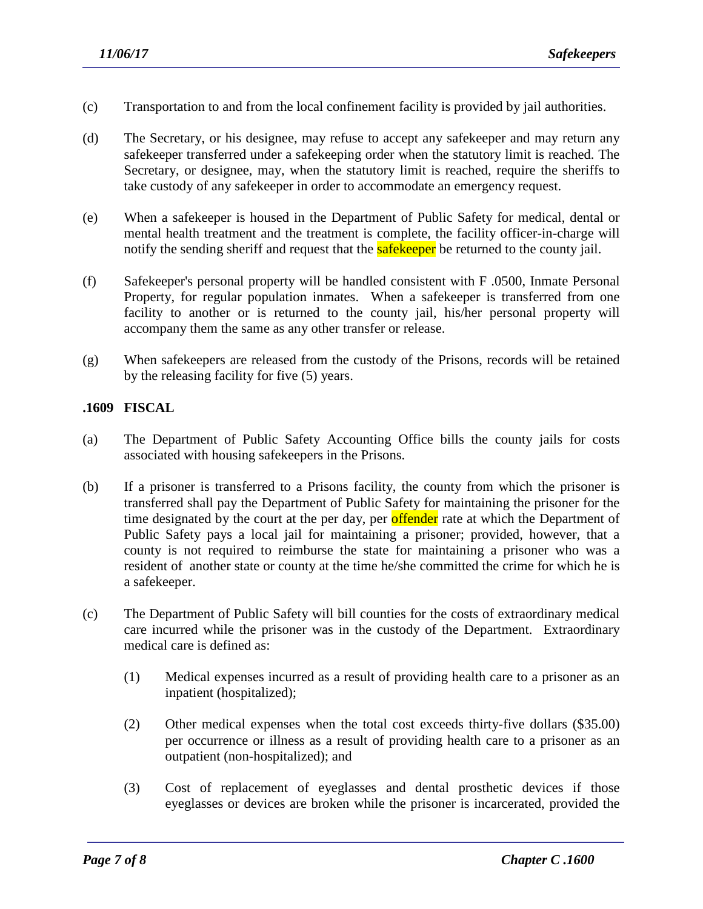(c) Transportation to and from the local confinement facility is provided by jail authorities.

(d) The Secretary, or his designee, may refuse to accept any safekeeper and may return any safekeeper transferred under a safekeeping order when the statutory limit is reached. The Secretary, or designee, may, when the statutory limit is reached, require the sheriffs to take custody of any safekeeper in order to accommodate an emergency request.

(e) When a safekeeper is housed in the Department of Public Safety for medical, dental or mental health treatment and the treatment is complete, the facility officer-in-charge will notify the sending sheriff and request that the safekeeper be returned to the county jail.

(f) Safekeeper's personal property will be handled consistent with F .0500, Inmate Personal Property, for regular population inmates. When a safekeeper is transferred from one facility to another or is returned to the county jail, his/her personal property will accompany them the same as any other transfer or release.

(g) When safekeepers are released from the custody of the Prisons, records will be retained by the releasing facility for five (5) years.

**.1609 FISCAL**

(a) The Department of Public Safety Accounting Office bills the county jails for costs associated with housing safekeepers in the Prisons.

(b) If a prisoner is transferred to a Prisons facility, the county from which the prisoner is transferred shall pay the Department of Public Safety for maintaining the prisoner for the time designated by the court at the per day, per offender rate at which the Department of Public Safety pays a local jail for maintaining a prisoner; provided, however, that a county is not required to reimburse the state for maintaining a prisoner who was a resident of another state or county at the time he/she committed the crime for which he is a safekeeper.

(c) The Department of Public Safety will bill counties for the costs of extraordinary medical care incurred while the prisoner was in the custody of the Department. Extraordinary medical care is defined as:

(1) Medical expenses incurred as a result of providing health care to a prisoner as an inpatient (hospitalized);

(2) Other medical expenses when the total cost exceeds thirty-five dollars ($35.00) per occurrence or illness as a result of providing health care to a prisoner as an outpatient (non-hospitalized); and

(3) Cost of replacement of eyeglasses and dental prosthetic devices if those eyeglasses or devices are broken while the prisoner is incarcerated, provided the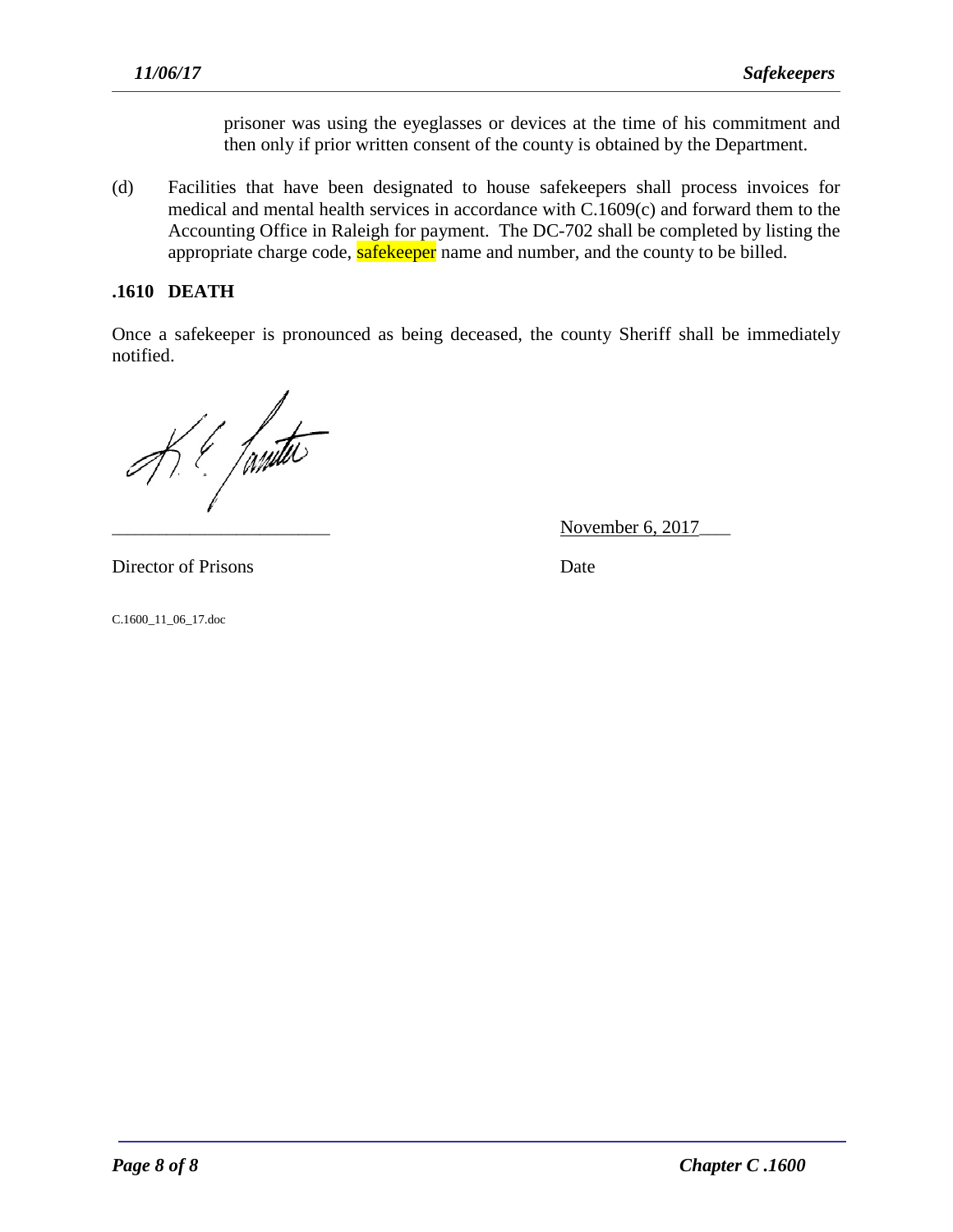prisoner was using the eyeglasses or devices at the time of his commitment and then only if prior written consent of the county is obtained by the Department.

(d) Facilities that have been designated to house safekeepers shall process invoices for medical and mental health services in accordance with C.1609(c) and forward them to the Accounting Office in Raleigh for payment. The DC-702 shall be completed by listing the appropriate charge code, safekeeper name and number, and the county to be billed.

## .1610 DEATH

Once a safekeeper is pronounced as being deceased, the county Sheriff shall be immediately notified.

\_\_\_\_\_\_\_\_\_\_\_\_\_\_\_\_\_\_\_\_\_\_\_\_ November 6, 2017\_\_\_

Director of Prisons Date

C.1600_11_06_17.doc